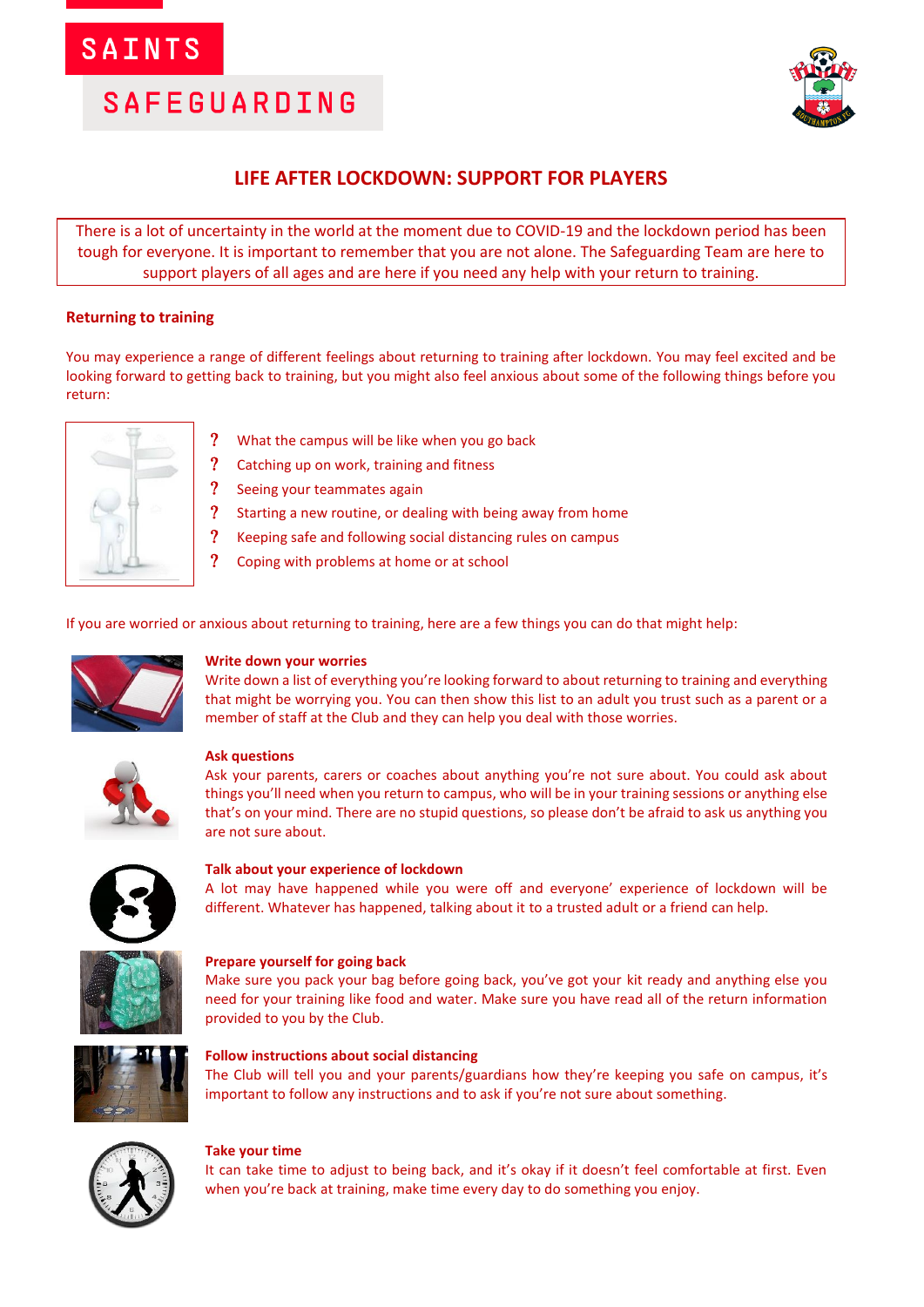SAINTS

SAFEGUARDING

# LIFE AFTER LOCKDOWN: SUPPORT FOR PLAYERS

There is a lot of uncertainty in the world at the moment due to COVID-19 and the lockdown period has been tough for everyone. It is important to remember that you are not alone. The Safeguarding Team are here to support players of all ages and are here if you need any help with your return to training.

## Returning to training

You may experience a range of different feelings about returning to training after lockdown. You may feel excited and be looking forward to getting back to training, but you might also feel anxious about some of the following things before you return:

- What the campus will be like when you go back
- Catching up on work, training and fitness
- Seeing your teammates again
- Starting a new routine, or dealing with being away from home
- Keeping safe and following social distancing rules on campus
- Coping with problems at home or at school

If you are worried or anxious about returning to training, here are a few things you can do that might help:

**Write down your worries**
Write down a list of everything you're looking forward to about returning to training and everything that might be worrying you. You can then show this list to an adult you trust such as a parent or a member of staff at the Club and they can help you deal with those worries.

**Ask questions**
Ask your parents, carers or coaches about anything you're not sure about. You could ask about things you'll need when you return to campus, who will be in your training sessions or anything else that's on your mind. There are no stupid questions, so please don't be afraid to ask us anything you are not sure about.

**Talk about your experience of lockdown**
A lot may have happened while you were off and everyone' experience of lockdown will be different. Whatever has happened, talking about it to a trusted adult or a friend can help.

**Prepare yourself for going back**
Make sure you pack your bag before going back, you've got your kit ready and anything else you need for your training like food and water. Make sure you have read all of the return information provided to you by the Club.

**Follow instructions about social distancing**
The Club will tell you and your parents/guardians how they're keeping you safe on campus, it's important to follow any instructions and to ask if you're not sure about something.

**Take your time**
It can take time to adjust to being back, and it's okay if it doesn't feel comfortable at first. Even when you're back at training, make time every day to do something you enjoy.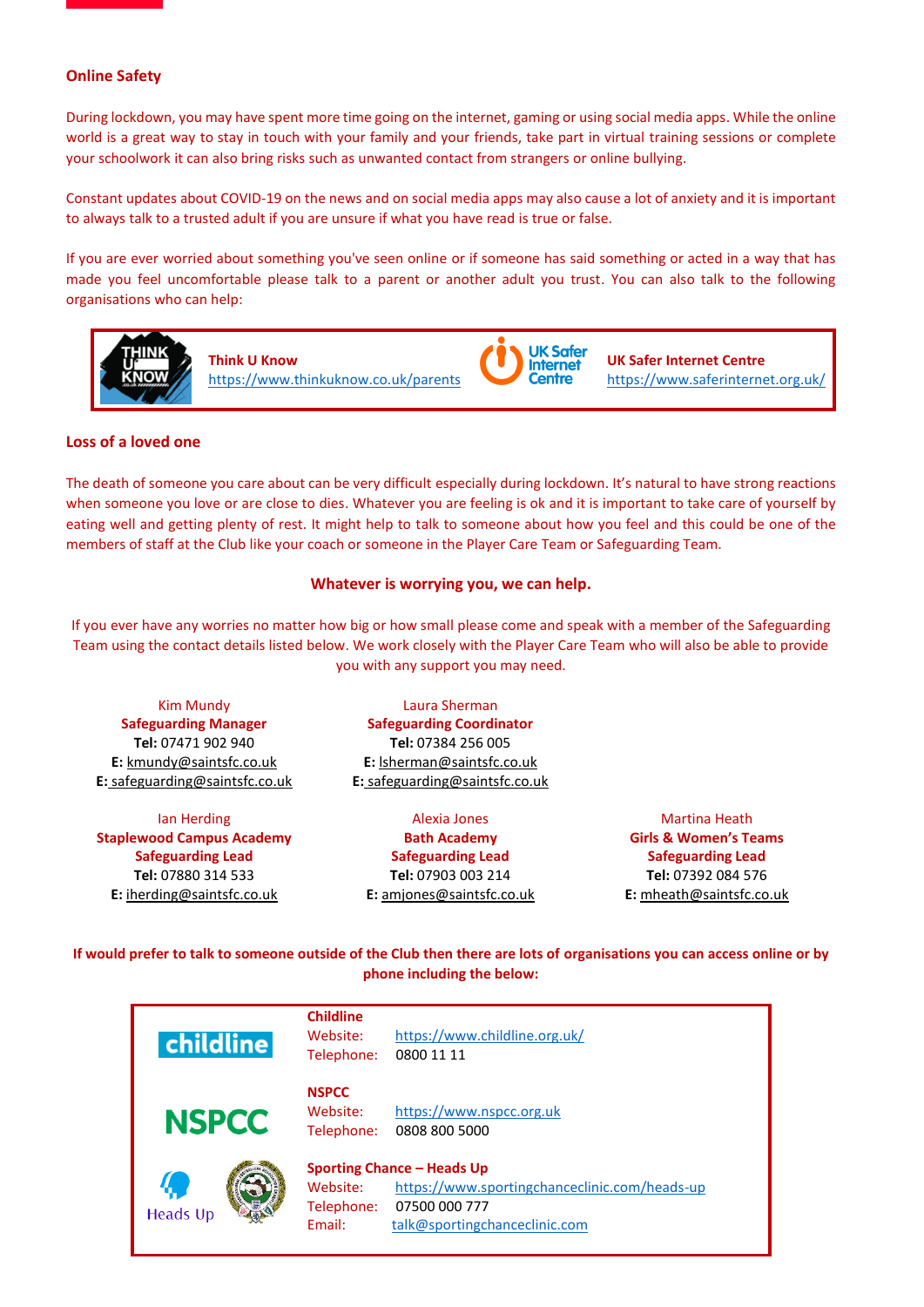## Online Safety

During lockdown, you may have spent more time going on the internet, gaming or using social media apps. While the online world is a great way to stay in touch with your family and your friends, take part in virtual training sessions or complete your schoolwork it can also bring risks such as unwanted contact from strangers or online bullying.

Constant updates about COVID-19 on the news and on social media apps may also cause a lot of anxiety and it is important to always talk to a trusted adult if you are unsure if what you have read is true or false.

If you are ever worried about something you've seen online or if someone has said something or acted in a way that has made you feel uncomfortable please talk to a parent or another adult you trust. You can also talk to the following organisations who can help:

**Think U Know**
https://www.thinkuknow.co.uk/parents

**UK Safer Internet Centre**
https://www.saferinternet.org.uk/

## Loss of a loved one

The death of someone you care about can be very difficult especially during lockdown. It's natural to have strong reactions when someone you love or are close to dies. Whatever you are feeling is ok and it is important to take care of yourself by eating well and getting plenty of rest. It might help to talk to someone about how you feel and this could be one of the members of staff at the Club like your coach or someone in the Player Care Team or Safeguarding Team.

### Whatever is worrying you, we can help.

If you ever have any worries no matter how big or how small please come and speak with a member of the Safeguarding Team using the contact details listed below. We work closely with the Player Care Team who will also be able to provide you with any support you may need.

Kim Mundy
**Safeguarding Manager**
**Tel:** 07471 902 940
**E:** kmundy@saintsfc.co.uk
**E:** safeguarding@saintsfc.co.uk

Laura Sherman
**Safeguarding Coordinator**
**Tel:** 07384 256 005
**E:** lsherman@saintsfc.co.uk
**E:** safeguarding@saintsfc.co.uk

Ian Herding
**Staplewood Campus Academy Safeguarding Lead**
**Tel:** 07880 314 533
**E:** iherding@saintsfc.co.uk

Alexia Jones
**Bath Academy Safeguarding Lead**
**Tel:** 07903 003 214
**E:** amjones@saintsfc.co.uk

Martina Heath
**Girls & Women's Teams Safeguarding Lead**
**Tel:** 07392 084 576
**E:** mheath@saintsfc.co.uk

**If would prefer to talk to someone outside of the Club then there are lots of organisations you can access online or by phone including the below:**

**Childline**
Website: https://www.childline.org.uk/
Telephone: 0800 11 11

**NSPCC**
Website: https://www.nspcc.org.uk
Telephone: 0808 800 5000

**Sporting Chance – Heads Up**
Website: https://www.sportingchanceclinic.com/heads-up
Telephone: 07500 000 777
Email: talk@sportingchanceclinic.com